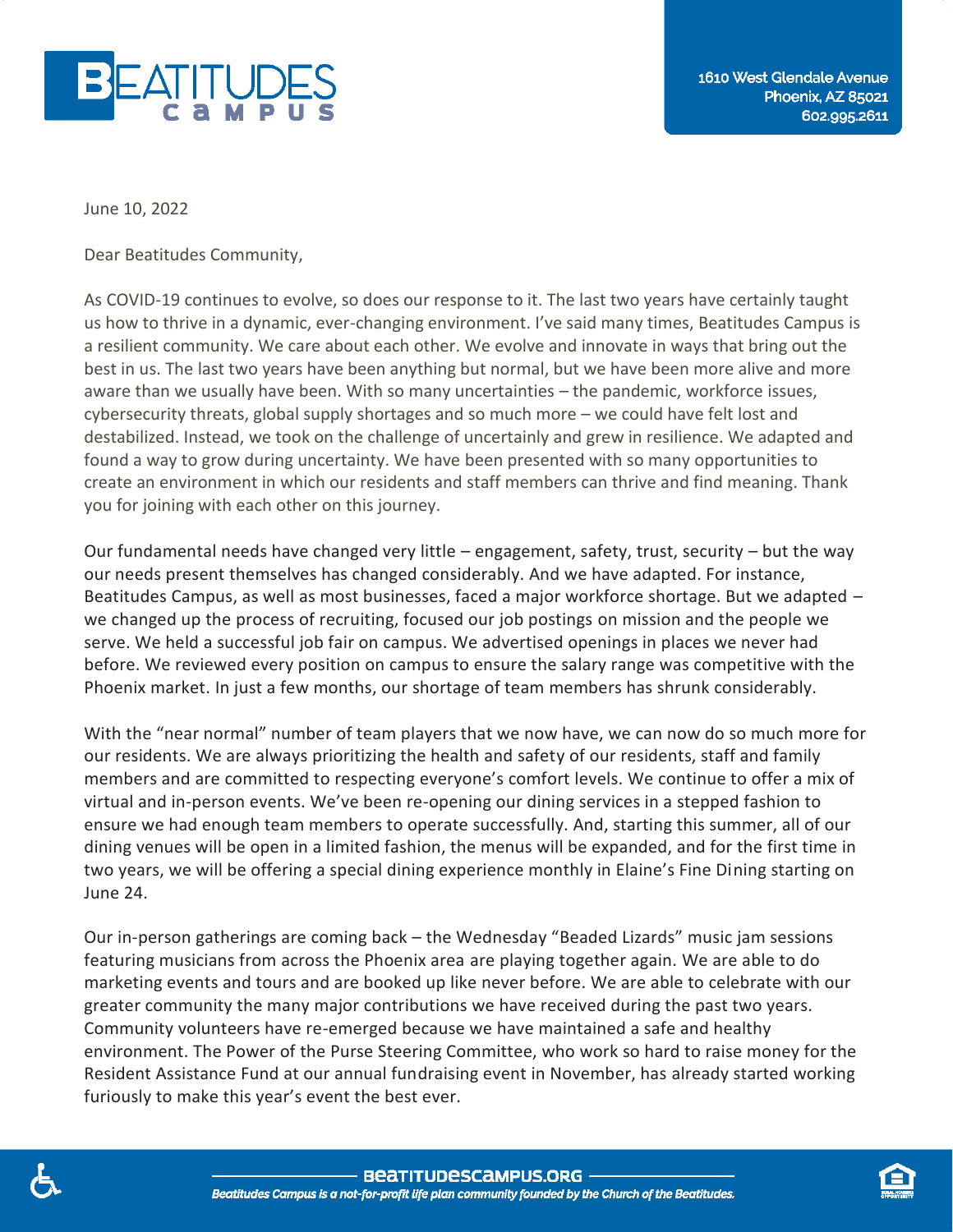# BEATITUDES CAMPUS

1610 West Glendale Avenue
Phoenix, AZ 85021
602.995.2611

June 10, 2022

Dear Beatitudes Community,

As COVID-19 continues to evolve, so does our response to it. The last two years have certainly taught us how to thrive in a dynamic, ever-changing environment. I've said many times, Beatitudes Campus is a resilient community. We care about each other. We evolve and innovate in ways that bring out the best in us. The last two years have been anything but normal, but we have been more alive and more aware than we usually have been. With so many uncertainties – the pandemic, workforce issues, cybersecurity threats, global supply shortages and so much more – we could have felt lost and destabilized. Instead, we took on the challenge of uncertainly and grew in resilience. We adapted and found a way to grow during uncertainty. We have been presented with so many opportunities to create an environment in which our residents and staff members can thrive and find meaning. Thank you for joining with each other on this journey.

Our fundamental needs have changed very little – engagement, safety, trust, security – but the way our needs present themselves has changed considerably. And we have adapted. For instance, Beatitudes Campus, as well as most businesses, faced a major workforce shortage. But we adapted – we changed up the process of recruiting, focused our job postings on mission and the people we serve. We held a successful job fair on campus. We advertised openings in places we never had before. We reviewed every position on campus to ensure the salary range was competitive with the Phoenix market. In just a few months, our shortage of team members has shrunk considerably.

With the "near normal" number of team players that we now have, we can now do so much more for our residents. We are always prioritizing the health and safety of our residents, staff and family members and are committed to respecting everyone's comfort levels. We continue to offer a mix of virtual and in-person events. We've been re-opening our dining services in a stepped fashion to ensure we had enough team members to operate successfully. And, starting this summer, all of our dining venues will be open in a limited fashion, the menus will be expanded, and for the first time in two years, we will be offering a special dining experience monthly in Elaine's Fine Dining starting on June 24.

Our in-person gatherings are coming back – the Wednesday "Beaded Lizards" music jam sessions featuring musicians from across the Phoenix area are playing together again. We are able to do marketing events and tours and are booked up like never before. We are able to celebrate with our greater community the many major contributions we have received during the past two years. Community volunteers have re-emerged because we have maintained a safe and healthy environment. The Power of the Purse Steering Committee, who work so hard to raise money for the Resident Assistance Fund at our annual fundraising event in November, has already started working furiously to make this year's event the best ever.

BEATITUDESCAMPUS.ORG

*Beatitudes Campus is a not-for-profit life plan community founded by the Church of the Beatitudes.*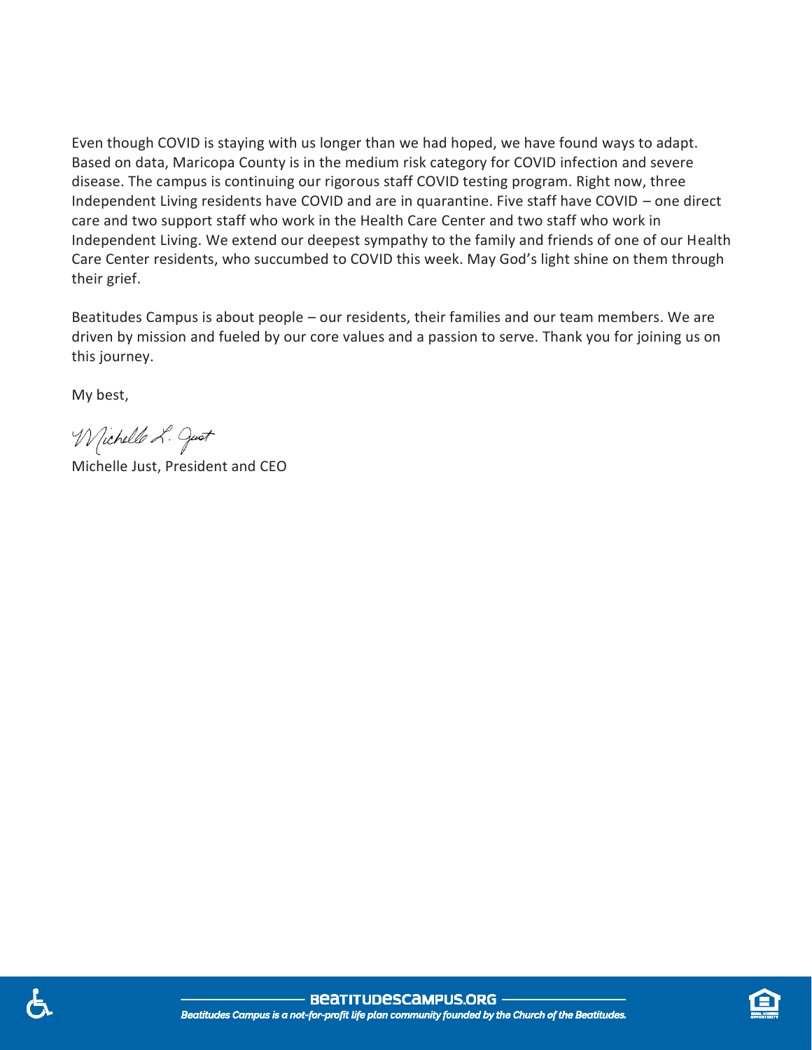Even though COVID is staying with us longer than we had hoped, we have found ways to adapt. Based on data, Maricopa County is in the medium risk category for COVID infection and severe disease. The campus is continuing our rigorous staff COVID testing program. Right now, three Independent Living residents have COVID and are in quarantine. Five staff have COVID – one direct care and two support staff who work in the Health Care Center and two staff who work in Independent Living. We extend our deepest sympathy to the family and friends of one of our Health Care Center residents, who succumbed to COVID this week. May God's light shine on them through their grief.

Beatitudes Campus is about people – our residents, their families and our team members. We are driven by mission and fueled by our core values and a passion to serve. Thank you for joining us on this journey.

My best,

Michelle L. Just

Michelle Just, President and CEO

BEATITUDESCAMPUS.ORG

*Beatitudes Campus is a not-for-profit life plan community founded by the Church of the Beatitudes.*